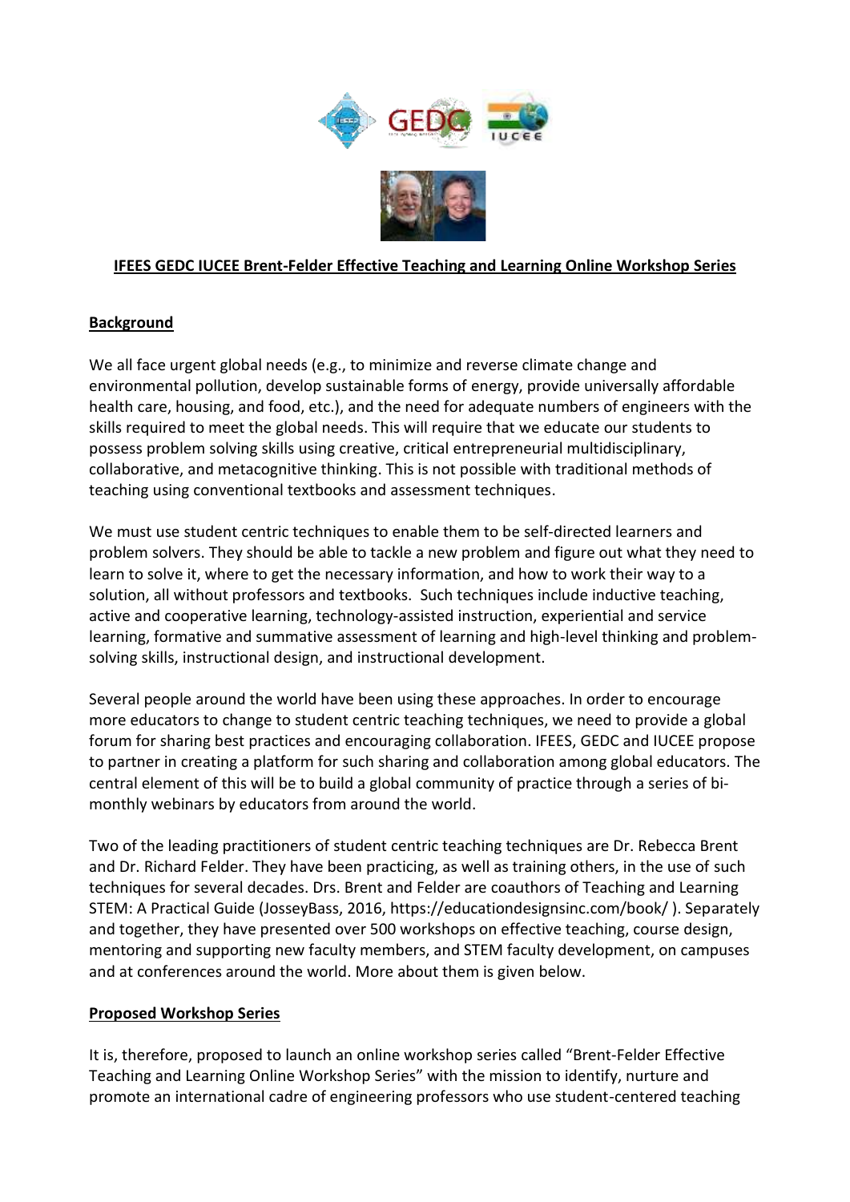**IFEES GEDC IUCEE Brent-Felder Effective Teaching and Learning Online Workshop Series**

**Background**

We all face urgent global needs (e.g., to minimize and reverse climate change and environmental pollution, develop sustainable forms of energy, provide universally affordable health care, housing, and food, etc.), and the need for adequate numbers of engineers with the skills required to meet the global needs. This will require that we educate our students to possess problem solving skills using creative, critical entrepreneurial multidisciplinary, collaborative, and metacognitive thinking. This is not possible with traditional methods of teaching using conventional textbooks and assessment techniques.

We must use student centric techniques to enable them to be self-directed learners and problem solvers. They should be able to tackle a new problem and figure out what they need to learn to solve it, where to get the necessary information, and how to work their way to a solution, all without professors and textbooks. Such techniques include inductive teaching, active and cooperative learning, technology-assisted instruction, experiential and service learning, formative and summative assessment of learning and high-level thinking and problem-solving skills, instructional design, and instructional development.

Several people around the world have been using these approaches. In order to encourage more educators to change to student centric teaching techniques, we need to provide a global forum for sharing best practices and encouraging collaboration. IFEES, GEDC and IUCEE propose to partner in creating a platform for such sharing and collaboration among global educators. The central element of this will be to build a global community of practice through a series of bi-monthly webinars by educators from around the world.

Two of the leading practitioners of student centric teaching techniques are Dr. Rebecca Brent and Dr. Richard Felder. They have been practicing, as well as training others, in the use of such techniques for several decades. Drs. Brent and Felder are coauthors of Teaching and Learning STEM: A Practical Guide (JosseyBass, 2016, https://educationdesignsinc.com/book/ ). Separately and together, they have presented over 500 workshops on effective teaching, course design, mentoring and supporting new faculty members, and STEM faculty development, on campuses and at conferences around the world. More about them is given below.

**Proposed Workshop Series**

It is, therefore, proposed to launch an online workshop series called "Brent-Felder Effective Teaching and Learning Online Workshop Series" with the mission to identify, nurture and promote an international cadre of engineering professors who use student-centered teaching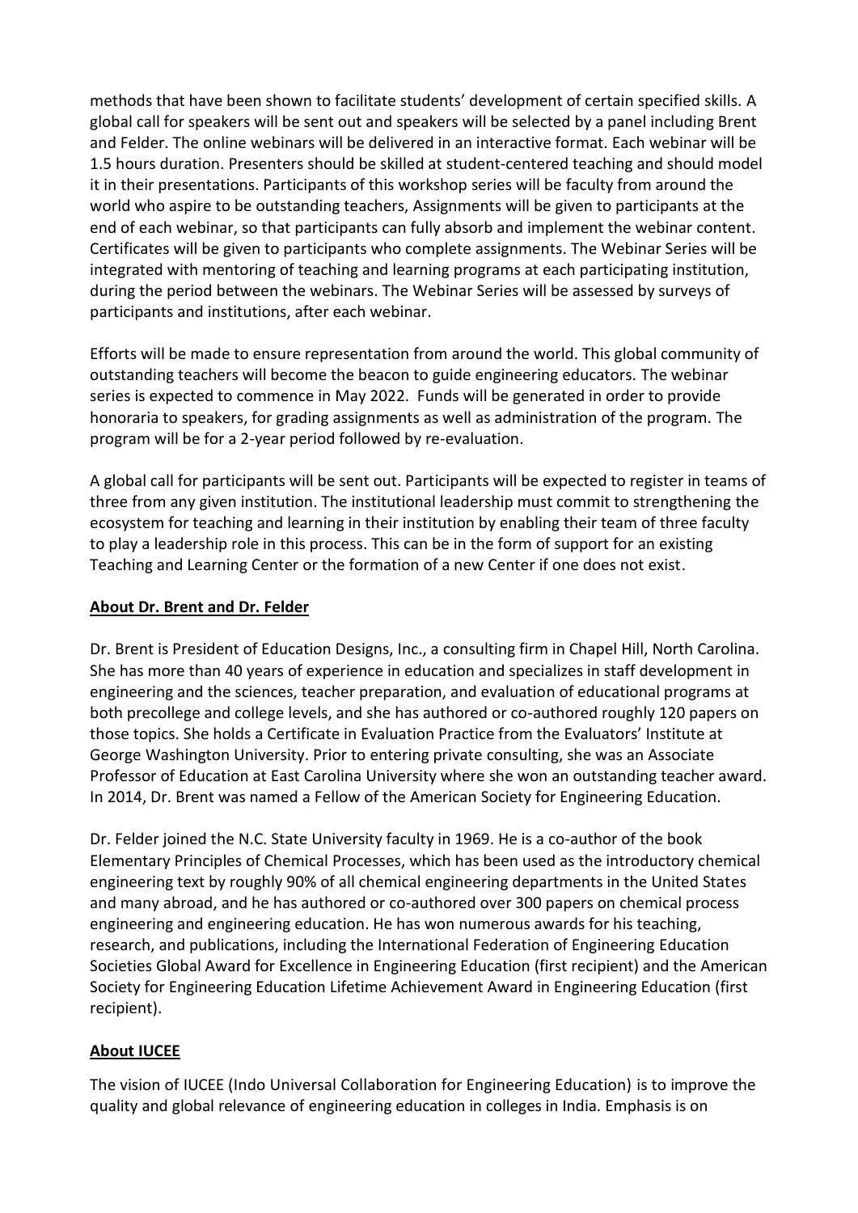methods that have been shown to facilitate students' development of certain specified skills. A global call for speakers will be sent out and speakers will be selected by a panel including Brent and Felder. The online webinars will be delivered in an interactive format. Each webinar will be 1.5 hours duration. Presenters should be skilled at student-centered teaching and should model it in their presentations. Participants of this workshop series will be faculty from around the world who aspire to be outstanding teachers, Assignments will be given to participants at the end of each webinar, so that participants can fully absorb and implement the webinar content. Certificates will be given to participants who complete assignments. The Webinar Series will be integrated with mentoring of teaching and learning programs at each participating institution, during the period between the webinars. The Webinar Series will be assessed by surveys of participants and institutions, after each webinar.

Efforts will be made to ensure representation from around the world. This global community of outstanding teachers will become the beacon to guide engineering educators. The webinar series is expected to commence in May 2022. Funds will be generated in order to provide honoraria to speakers, for grading assignments as well as administration of the program. The program will be for a 2-year period followed by re-evaluation.

A global call for participants will be sent out. Participants will be expected to register in teams of three from any given institution. The institutional leadership must commit to strengthening the ecosystem for teaching and learning in their institution by enabling their team of three faculty to play a leadership role in this process. This can be in the form of support for an existing Teaching and Learning Center or the formation of a new Center if one does not exist.

## About Dr. Brent and Dr. Felder

Dr. Brent is President of Education Designs, Inc., a consulting firm in Chapel Hill, North Carolina. She has more than 40 years of experience in education and specializes in staff development in engineering and the sciences, teacher preparation, and evaluation of educational programs at both precollege and college levels, and she has authored or co-authored roughly 120 papers on those topics. She holds a Certificate in Evaluation Practice from the Evaluators' Institute at George Washington University. Prior to entering private consulting, she was an Associate Professor of Education at East Carolina University where she won an outstanding teacher award. In 2014, Dr. Brent was named a Fellow of the American Society for Engineering Education.

Dr. Felder joined the N.C. State University faculty in 1969. He is a co-author of the book Elementary Principles of Chemical Processes, which has been used as the introductory chemical engineering text by roughly 90% of all chemical engineering departments in the United States and many abroad, and he has authored or co-authored over 300 papers on chemical process engineering and engineering education. He has won numerous awards for his teaching, research, and publications, including the International Federation of Engineering Education Societies Global Award for Excellence in Engineering Education (first recipient) and the American Society for Engineering Education Lifetime Achievement Award in Engineering Education (first recipient).

## About IUCEE

The vision of IUCEE (Indo Universal Collaboration for Engineering Education) is to improve the quality and global relevance of engineering education in colleges in India. Emphasis is on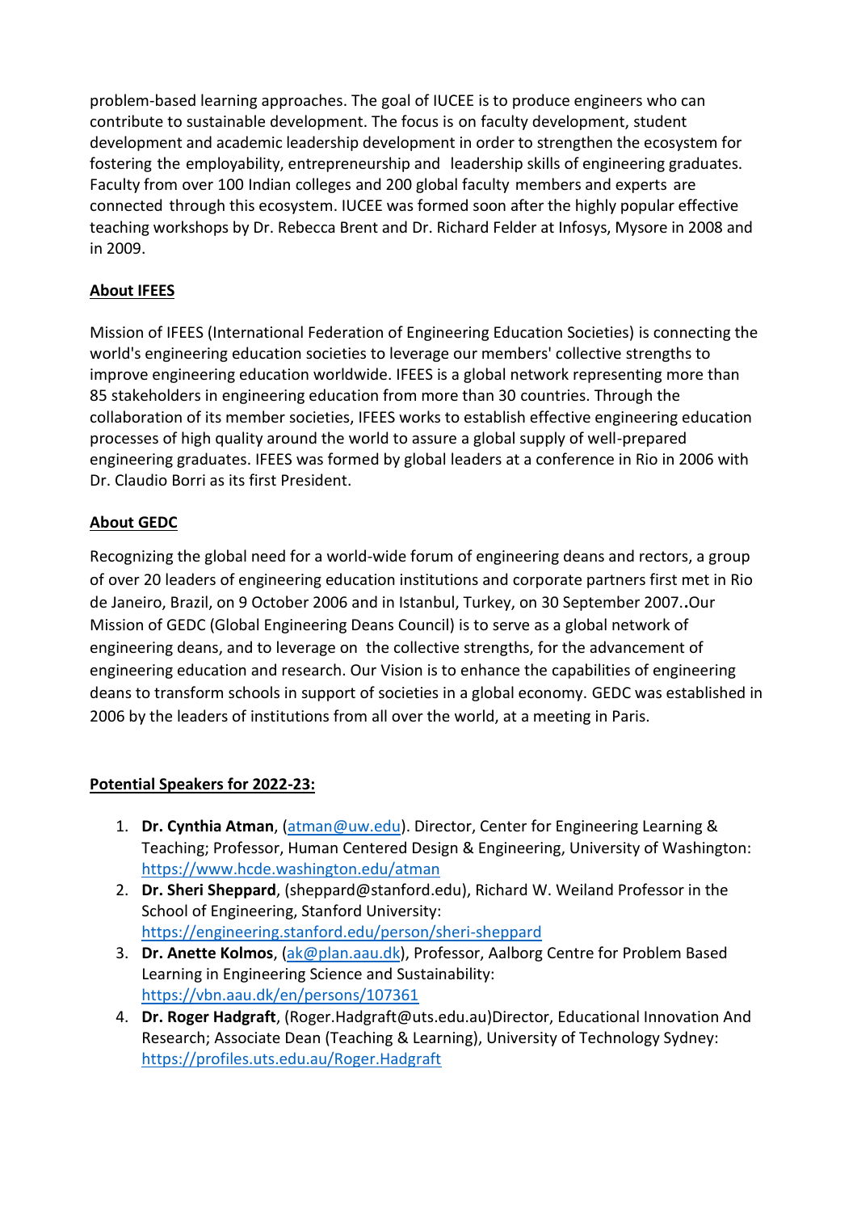problem-based learning approaches. The goal of IUCEE is to produce engineers who can contribute to sustainable development. The focus is on faculty development, student development and academic leadership development in order to strengthen the ecosystem for fostering the employability, entrepreneurship and leadership skills of engineering graduates. Faculty from over 100 Indian colleges and 200 global faculty members and experts are connected through this ecosystem. IUCEE was formed soon after the highly popular effective teaching workshops by Dr. Rebecca Brent and Dr. Richard Felder at Infosys, Mysore in 2008 and in 2009.

**About IFEES**

Mission of IFEES (International Federation of Engineering Education Societies) is connecting the world's engineering education societies to leverage our members' collective strengths to improve engineering education worldwide. IFEES is a global network representing more than 85 stakeholders in engineering education from more than 30 countries. Through the collaboration of its member societies, IFEES works to establish effective engineering education processes of high quality around the world to assure a global supply of well-prepared engineering graduates. IFEES was formed by global leaders at a conference in Rio in 2006 with Dr. Claudio Borri as its first President.

**About GEDC**

Recognizing the global need for a world-wide forum of engineering deans and rectors, a group of over 20 leaders of engineering education institutions and corporate partners first met in Rio de Janeiro, Brazil, on 9 October 2006 and in Istanbul, Turkey, on 30 September 2007..Our Mission of GEDC (Global Engineering Deans Council) is to serve as a global network of engineering deans, and to leverage on the collective strengths, for the advancement of engineering education and research. Our Vision is to enhance the capabilities of engineering deans to transform schools in support of societies in a global economy. GEDC was established in 2006 by the leaders of institutions from all over the world, at a meeting in Paris.

**Potential Speakers for 2022-23:**

1. **Dr. Cynthia Atman**, (atman@uw.edu). Director, Center for Engineering Learning & Teaching; Professor, Human Centered Design & Engineering, University of Washington: https://www.hcde.washington.edu/atman
2. **Dr. Sheri Sheppard**, (sheppard@stanford.edu), Richard W. Weiland Professor in the School of Engineering, Stanford University: https://engineering.stanford.edu/person/sheri-sheppard
3. **Dr. Anette Kolmos**, (ak@plan.aau.dk), Professor, Aalborg Centre for Problem Based Learning in Engineering Science and Sustainability: https://vbn.aau.dk/en/persons/107361
4. **Dr. Roger Hadgraft**, (Roger.Hadgraft@uts.edu.au)Director, Educational Innovation And Research; Associate Dean (Teaching & Learning), University of Technology Sydney: https://profiles.uts.edu.au/Roger.Hadgraft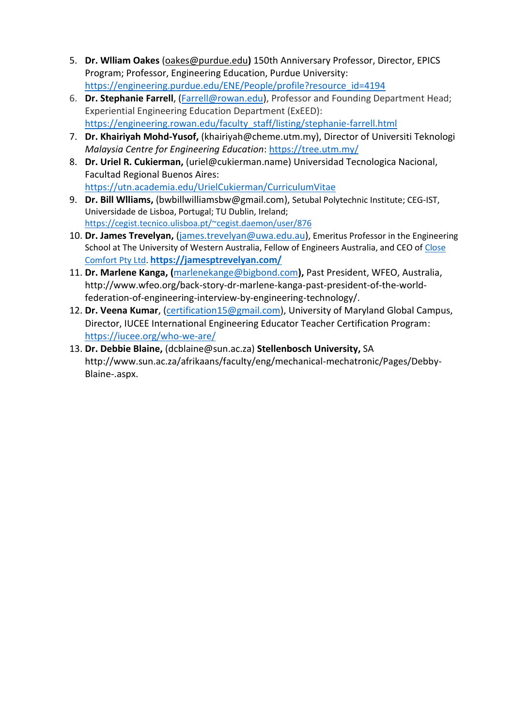5. **Dr. Wlliam Oakes** (oakes@purdue.edu**)** 150th Anniversary Professor, Director, EPICS Program; Professor, Engineering Education, Purdue University: https://engineering.purdue.edu/ENE/People/profile?resource_id=4194
6. **Dr. Stephanie Farrell**, (Farrell@rowan.edu), Professor and Founding Department Head; Experiential Engineering Education Department (ExEED): https://engineering.rowan.edu/faculty_staff/listing/stephanie-farrell.html
7. **Dr. Khairiyah Mohd-Yusof,** (khairiyah@cheme.utm.my), Director of Universiti Teknologi *Malaysia Centre for Engineering Education*: https://tree.utm.my/
8. **Dr. Uriel R. Cukierman,** (uriel@cukierman.name) Universidad Tecnologica Nacional, Facultad Regional Buenos Aires: https://utn.academia.edu/UrielCukierman/CurriculumVitae
9. **Dr. Bill Wlliams,** (bwbillwilliamsbw@gmail.com), Setubal Polytechnic Institute; CEG-IST, Universidade de Lisboa, Portugal; TU Dublin, Ireland; https://cegist.tecnico.ulisboa.pt/~cegist.daemon/user/876
10. **Dr. James Trevelyan,** (james.trevelyan@uwa.edu.au), Emeritus Professor in the Engineering School at The University of Western Australia, Fellow of Engineers Australia, and CEO of Close Comfort Pty Ltd. **https://jamesptrevelyan.com/**
11. **Dr. Marlene Kanga, (**marlenekange@bigbond.com**),** Past President, WFEO, Australia, http://www.wfeo.org/back-story-dr-marlene-kanga-past-president-of-the-world-federation-of-engineering-interview-by-engineering-technology/.
12. **Dr. Veena Kumar**, (certification15@gmail.com), University of Maryland Global Campus, Director, IUCEE International Engineering Educator Teacher Certification Program: https://iucee.org/who-we-are/
13. **Dr. Debbie Blaine,** (dcblaine@sun.ac.za) **Stellenbosch University,** SA http://www.sun.ac.za/afrikaans/faculty/eng/mechanical-mechatronic/Pages/Debby-Blaine-.aspx.